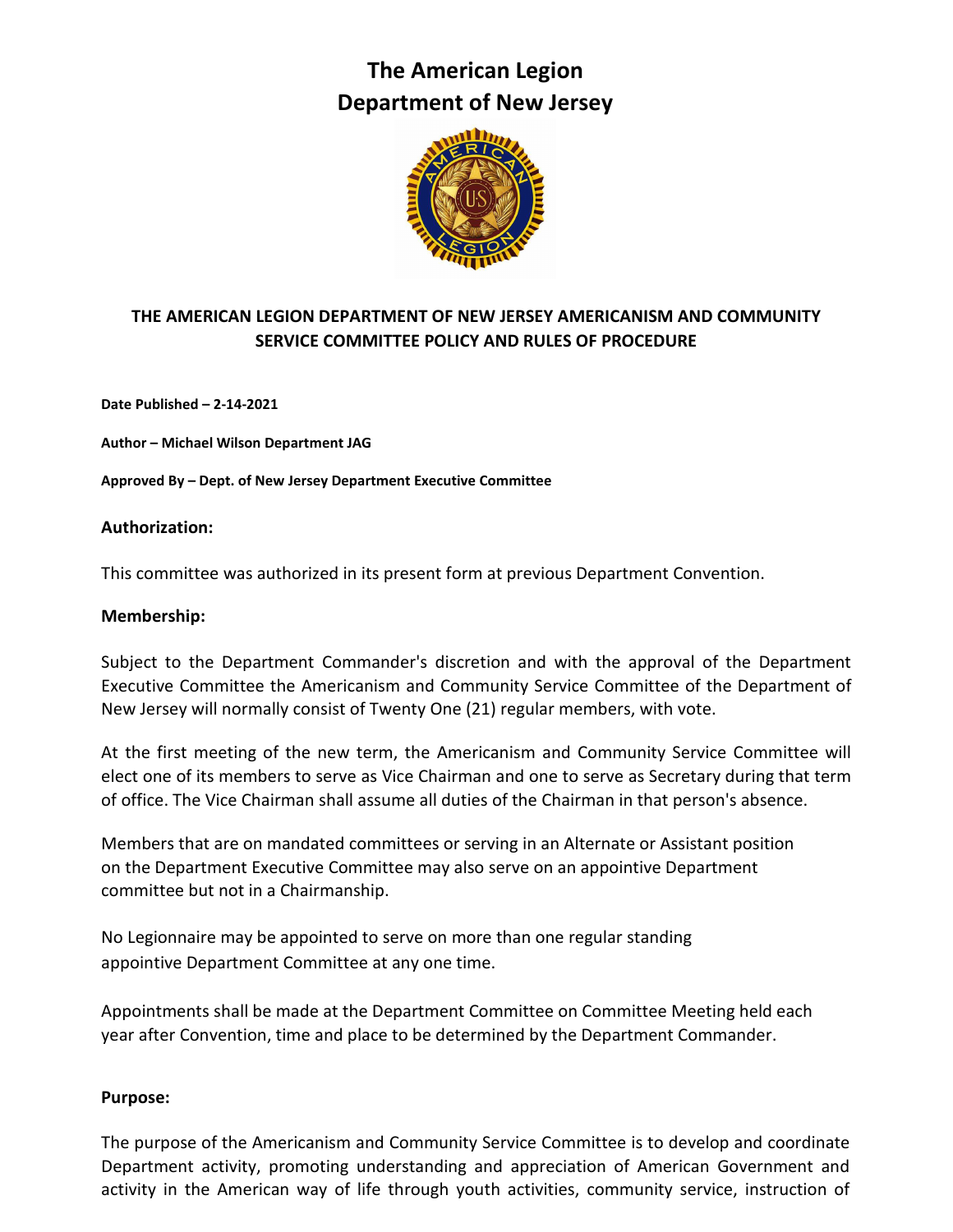# The American Legion
# Department of New Jersey

## THE AMERICAN LEGION DEPARTMENT OF NEW JERSEY AMERICANISM AND COMMUNITY SERVICE COMMITTEE POLICY AND RULES OF PROCEDURE

**Date Published – 2-14-2021**

**Author – Michael Wilson Department JAG**

**Approved By – Dept. of New Jersey Department Executive Committee**

### Authorization:

This committee was authorized in its present form at previous Department Convention.

### Membership:

Subject to the Department Commander's discretion and with the approval of the Department Executive Committee the Americanism and Community Service Committee of the Department of New Jersey will normally consist of Twenty One (21) regular members, with vote.

At the first meeting of the new term, the Americanism and Community Service Committee will elect one of its members to serve as Vice Chairman and one to serve as Secretary during that term of office. The Vice Chairman shall assume all duties of the Chairman in that person's absence.

Members that are on mandated committees or serving in an Alternate or Assistant position on the Department Executive Committee may also serve on an appointive Department committee but not in a Chairmanship.

No Legionnaire may be appointed to serve on more than one regular standing appointive Department Committee at any one time.

Appointments shall be made at the Department Committee on Committee Meeting held each year after Convention, time and place to be determined by the Department Commander.

### Purpose:

The purpose of the Americanism and Community Service Committee is to develop and coordinate Department activity, promoting understanding and appreciation of American Government and activity in the American way of life through youth activities, community service, instruction of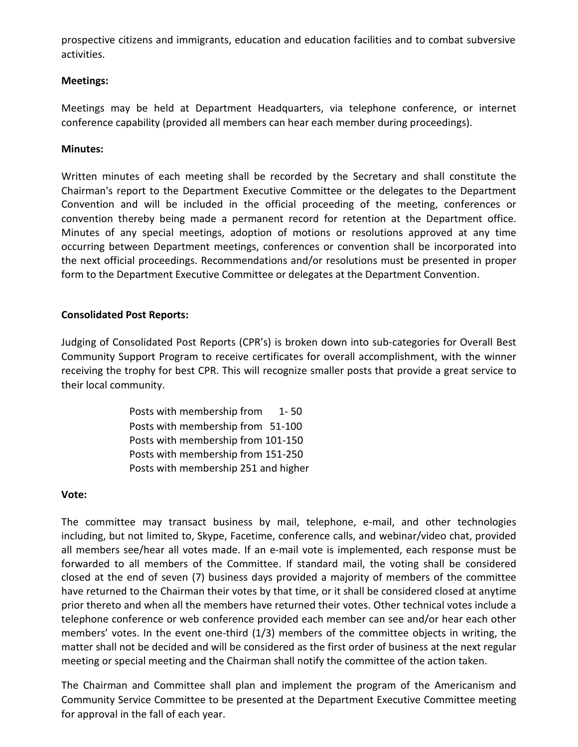prospective citizens and immigrants, education and education facilities and to combat subversive activities.

**Meetings:**

Meetings may be held at Department Headquarters, via telephone conference, or internet conference capability (provided all members can hear each member during proceedings).

**Minutes:**

Written minutes of each meeting shall be recorded by the Secretary and shall constitute the Chairman's report to the Department Executive Committee or the delegates to the Department Convention and will be included in the official proceeding of the meeting, conferences or convention thereby being made a permanent record for retention at the Department office. Minutes of any special meetings, adoption of motions or resolutions approved at any time occurring between Department meetings, conferences or convention shall be incorporated into the next official proceedings. Recommendations and/or resolutions must be presented in proper form to the Department Executive Committee or delegates at the Department Convention.

**Consolidated Post Reports:**

Judging of Consolidated Post Reports (CPR's) is broken down into sub-categories for Overall Best Community Support Program to receive certificates for overall accomplishment, with the winner receiving the trophy for best CPR. This will recognize smaller posts that provide a great service to their local community.

Posts with membership from 1- 50
Posts with membership from 51-100
Posts with membership from 101-150
Posts with membership from 151-250
Posts with membership 251 and higher

**Vote:**

The committee may transact business by mail, telephone, e-mail, and other technologies including, but not limited to, Skype, Facetime, conference calls, and webinar/video chat, provided all members see/hear all votes made. If an e-mail vote is implemented, each response must be forwarded to all members of the Committee. If standard mail, the voting shall be considered closed at the end of seven (7) business days provided a majority of members of the committee have returned to the Chairman their votes by that time, or it shall be considered closed at anytime prior thereto and when all the members have returned their votes. Other technical votes include a telephone conference or web conference provided each member can see and/or hear each other members' votes. In the event one-third (1/3) members of the committee objects in writing, the matter shall not be decided and will be considered as the first order of business at the next regular meeting or special meeting and the Chairman shall notify the committee of the action taken.

The Chairman and Committee shall plan and implement the program of the Americanism and Community Service Committee to be presented at the Department Executive Committee meeting for approval in the fall of each year.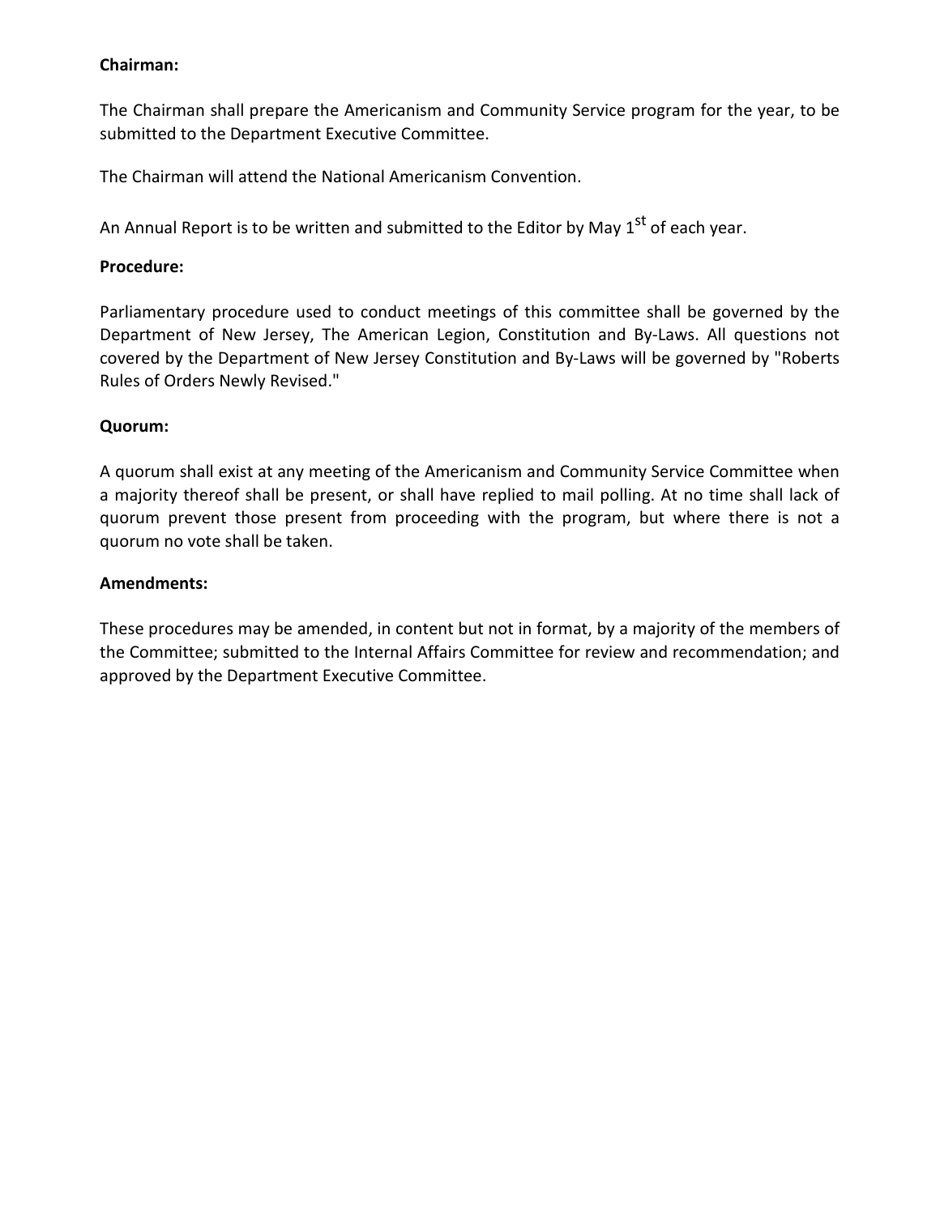**Chairman:**

The Chairman shall prepare the Americanism and Community Service program for the year, to be submitted to the Department Executive Committee.

The Chairman will attend the National Americanism Convention.

An Annual Report is to be written and submitted to the Editor by May 1st of each year.

**Procedure:**

Parliamentary procedure used to conduct meetings of this committee shall be governed by the Department of New Jersey, The American Legion, Constitution and By-Laws. All questions not covered by the Department of New Jersey Constitution and By-Laws will be governed by "Roberts Rules of Orders Newly Revised."

**Quorum:**

A quorum shall exist at any meeting of the Americanism and Community Service Committee when a majority thereof shall be present, or shall have replied to mail polling. At no time shall lack of quorum prevent those present from proceeding with the program, but where there is not a quorum no vote shall be taken.

**Amendments:**

These procedures may be amended, in content but not in format, by a majority of the members of the Committee; submitted to the Internal Affairs Committee for review and recommendation; and approved by the Department Executive Committee.